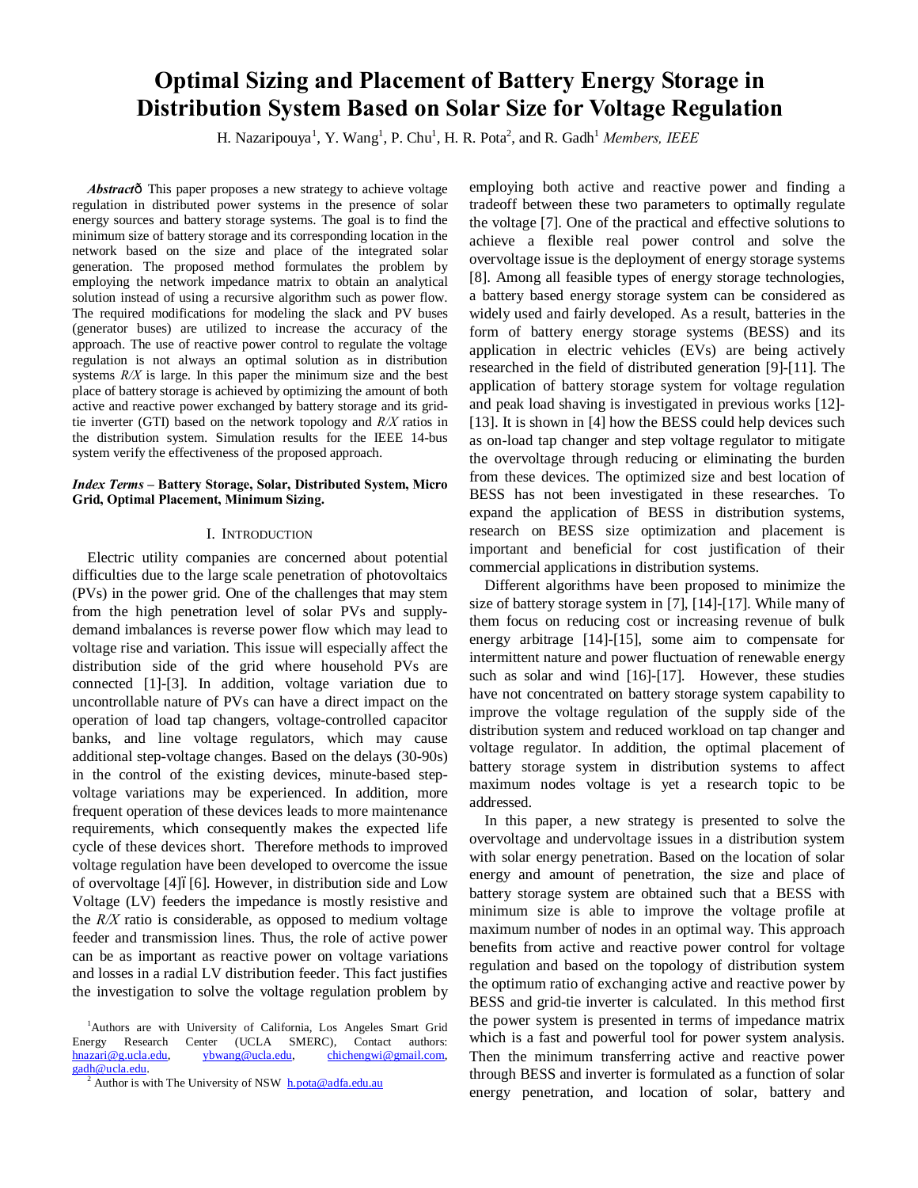# Optimal Sizing and Placement of Battery Energy Storage in Distribution System Based on Solar Size for Voltage Regulation

H. Nazaripouya[1], Y. Wang[1], P. Chu[1], H. R. Pota[2], and R. Gadh[1] *Members, IEEE*

***Abstract*—** This paper proposes a new strategy to achieve voltage regulation in distributed power systems in the presence of solar energy sources and battery storage systems. The goal is to find the minimum size of battery storage and its corresponding location in the network based on the size and place of the integrated solar generation. The proposed method formulates the problem by employing the network impedance matrix to obtain an analytical solution instead of using a recursive algorithm such as power flow. The required modifications for modeling the slack and PV buses (generator buses) are utilized to increase the accuracy of the approach. The use of reactive power control to regulate the voltage regulation is not always an optimal solution as in distribution systems *R/X* is large. In this paper the minimum size and the best place of battery storage is achieved by optimizing the amount of both active and reactive power exchanged by battery storage and its grid-tie inverter (GTI) based on the network topology and *R/X* ratios in the distribution system. Simulation results for the IEEE 14-bus system verify the effectiveness of the proposed approach.

***Index Terms*** **– Battery Storage, Solar, Distributed System, Micro Grid, Optimal Placement, Minimum Sizing.**

## I. Introduction

Electric utility companies are concerned about potential difficulties due to the large scale penetration of photovoltaics (PVs) in the power grid. One of the challenges that may stem from the high penetration level of solar PVs and supply-demand imbalances is reverse power flow which may lead to voltage rise and variation. This issue will especially affect the distribution side of the grid where household PVs are connected [1]-[3]. In addition, voltage variation due to uncontrollable nature of PVs can have a direct impact on the operation of load tap changers, voltage-controlled capacitor banks, and line voltage regulators, which may cause additional step-voltage changes. Based on the delays (30-90s) in the control of the existing devices, minute-based step-voltage variations may be experienced. In addition, more frequent operation of these devices leads to more maintenance requirements, which consequently makes the expected life cycle of these devices short. Therefore methods to improved voltage regulation have been developed to overcome the issue of overvoltage [4]–[6]. However, in distribution side and Low Voltage (LV) feeders the impedance is mostly resistive and the *R/X* ratio is considerable, as opposed to medium voltage feeder and transmission lines. Thus, the role of active power can be as important as reactive power on voltage variations and losses in a radial LV distribution feeder. This fact justifies the investigation to solve the voltage regulation problem by employing both active and reactive power and finding a tradeoff between these two parameters to optimally regulate the voltage [7]. One of the practical and effective solutions to achieve a flexible real power control and solve the overvoltage issue is the deployment of energy storage systems [8]. Among all feasible types of energy storage technologies, a battery based energy storage system can be considered as widely used and fairly developed. As a result, batteries in the form of battery energy storage systems (BESS) and its application in electric vehicles (EVs) are being actively researched in the field of distributed generation [9]-[11]. The application of battery storage system for voltage regulation and peak load shaving is investigated in previous works [12]-[13]. It is shown in [4] how the BESS could help devices such as on-load tap changer and step voltage regulator to mitigate the overvoltage through reducing or eliminating the burden from these devices. The optimized size and best location of BESS has not been investigated in these researches. To expand the application of BESS in distribution systems, research on BESS size optimization and placement is important and beneficial for cost justification of their commercial applications in distribution systems.

Different algorithms have been proposed to minimize the size of battery storage system in [7], [14]-[17]. While many of them focus on reducing cost or increasing revenue of bulk energy arbitrage [14]-[15], some aim to compensate for intermittent nature and power fluctuation of renewable energy such as solar and wind [16]-[17]. However, these studies have not concentrated on battery storage system capability to improve the voltage regulation of the supply side of the distribution system and reduced workload on tap changer and voltage regulator. In addition, the optimal placement of battery storage system in distribution systems to affect maximum nodes voltage is yet a research topic to be addressed.

In this paper, a new strategy is presented to solve the overvoltage and undervoltage issues in a distribution system with solar energy penetration. Based on the location of solar energy and amount of penetration, the size and place of battery storage system are obtained such that a BESS with minimum size is able to improve the voltage profile at maximum number of nodes in an optimal way. This approach benefits from active and reactive power control for voltage regulation and based on the topology of distribution system the optimum ratio of exchanging active and reactive power by BESS and grid-tie inverter is calculated. In this method first the power system is presented in terms of impedance matrix which is a fast and powerful tool for power system analysis. Then the minimum transferring active and reactive power through BESS and inverter is formulated as a function of solar energy penetration, and location of solar, battery and

[1]Authors are with University of California, Los Angeles Smart Grid Energy Research Center (UCLA SMERC), Contact authors: hnazari@g.ucla.edu, ybwang@ucla.edu, chichengwi@gmail.com, gadh@ucla.edu.

[2] Author is with The University of NSW h.pota@adfa.edu.au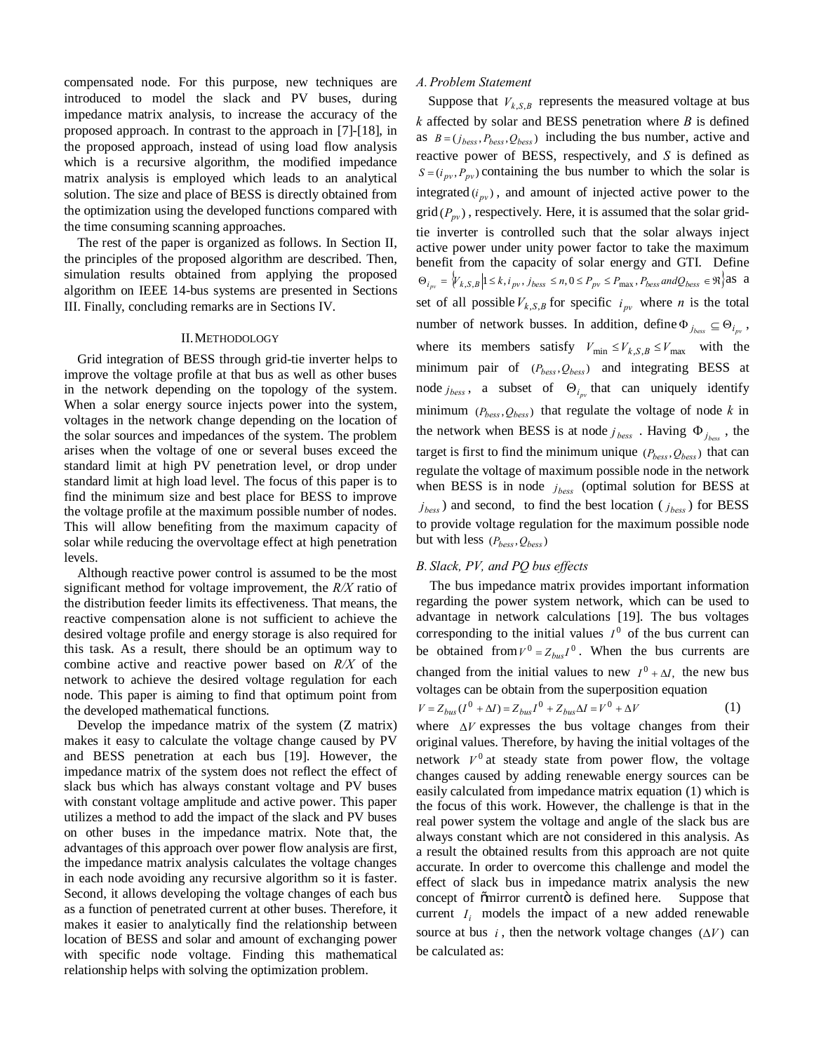compensated node. For this purpose, new techniques are introduced to model the slack and PV buses, during impedance matrix analysis, to increase the accuracy of the proposed approach. In contrast to the approach in [7]-[18], in the proposed approach, instead of using load flow analysis which is a recursive algorithm, the modified impedance matrix analysis is employed which leads to an analytical solution. The size and place of BESS is directly obtained from the optimization using the developed functions compared with the time consuming scanning approaches.

The rest of the paper is organized as follows. In Section II, the principles of the proposed algorithm are described. Then, simulation results obtained from applying the proposed algorithm on IEEE 14-bus systems are presented in Sections III. Finally, concluding remarks are in Sections IV.

## II. Methodology

Grid integration of BESS through grid-tie inverter helps to improve the voltage profile at that bus as well as other buses in the network depending on the topology of the system. When a solar energy source injects power into the system, voltages in the network change depending on the location of the solar sources and impedances of the system. The problem arises when the voltage of one or several buses exceed the standard limit at high PV penetration level, or drop under standard limit at high load level. The focus of this paper is to find the minimum size and best place for BESS to improve the voltage profile at the maximum possible number of nodes. This will allow benefiting from the maximum capacity of solar while reducing the overvoltage effect at high penetration levels.

Although reactive power control is assumed to be the most significant method for voltage improvement, the *R/X* ratio of the distribution feeder limits its effectiveness. That means, the reactive compensation alone is not sufficient to achieve the desired voltage profile and energy storage is also required for this task. As a result, there should be an optimum way to combine active and reactive power based on *R/X* of the network to achieve the desired voltage regulation for each node. This paper is aiming to find that optimum point from the developed mathematical functions.

Develop the impedance matrix of the system (Z matrix) makes it easy to calculate the voltage change caused by PV and BESS penetration at each bus [19]. However, the impedance matrix of the system does not reflect the effect of slack bus which has always constant voltage and PV buses with constant voltage amplitude and active power. This paper utilizes a method to add the impact of the slack and PV buses on other buses in the impedance matrix. Note that, the advantages of this approach over power flow analysis are first, the impedance matrix analysis calculates the voltage changes in each node avoiding any recursive algorithm so it is faster. Second, it allows developing the voltage changes of each bus as a function of penetrated current at other buses. Therefore, it makes it easier to analytically find the relationship between location of BESS and solar and amount of exchanging power with specific node voltage. Finding this mathematical relationship helps with solving the optimization problem.

### *A. Problem Statement*

Suppose that $V_{k,S,B}$ represents the measured voltage at bus $k$ affected by solar and BESS penetration where $B$ is defined as $B=(j_{bess},P_{bess},Q_{bess})$ including the bus number, active and reactive power of BESS, respectively, and $S$ is defined as $S=(i_{pv},P_{pv})$ containing the bus number to which the solar is integrated $(i_{pv})$, and amount of injected active power to the grid $(P_{pv})$, respectively. Here, it is assumed that the solar grid-tie inverter is controlled such that the solar always inject active power under unity power factor to take the maximum benefit from the capacity of solar energy and GTI. Define $\Theta_{i_{pv}}=\{V_{k,S,B} \mid 1\le k, i_{pv}, j_{bess}\le n, 0\le P_{pv}\le P_{\max}, P_{bess}\, and Q_{bess}\in \Re\}$ as a set of all possible $V_{k,S,B}$ for specific $i_{pv}$ where $n$ is the total number of network busses. In addition, define $\Phi_{j_{bess}}\subseteq \Theta_{i_{pv}}$, where its members satisfy $V_{\min}\le V_{k,S,B}\le V_{\max}$ with the minimum pair of $(P_{bess},Q_{bess})$ and integrating BESS at node $j_{bess}$, a subset of $\Theta_{i_{pv}}$ that can uniquely identify minimum $(P_{bess},Q_{bess})$ that regulate the voltage of node $k$ in the network when BESS is at node $j_{bess}$. Having $\Phi_{j_{bess}}$, the target is first to find the minimum unique $(P_{bess},Q_{bess})$ that can regulate the voltage of maximum possible node in the network when BESS is in node $j_{bess}$ (optimal solution for BESS at $j_{bess}$) and second, to find the best location ($j_{bess}$) for BESS to provide voltage regulation for the maximum possible node but with less $(P_{bess},Q_{bess})$

### *B. Slack, PV, and PQ bus effects*

The bus impedance matrix provides important information regarding the power system network, which can be used to advantage in network calculations [19]. The bus voltages corresponding to the initial values $I^0$ of the bus current can be obtained from $V^0=Z_{bus}I^0$. When the bus currents are changed from the initial values to new $I^0+\Delta I,$ the new bus voltages can be obtain from the superposition equation

$$V=Z_{bus}(I^0+\Delta I)=Z_{bus}I^0+Z_{bus}\Delta I=V^0+\Delta V \tag{1}$$

where $\Delta V$ expresses the bus voltage changes from their original values. Therefore, by having the initial voltages of the network $V^0$ at steady state from power flow, the voltage changes caused by adding renewable energy sources can be easily calculated from impedance matrix equation (1) which is the focus of this work. However, the challenge is that in the real power system the voltage and angle of the slack bus are always constant which are not considered in this analysis. As a result the obtained results from this approach are not quite accurate. In order to overcome this challenge and model the effect of slack bus in impedance matrix analysis the new concept of "mirror current" is defined here. Suppose that current $I_i$ models the impact of a new added renewable source at bus $i$, then the network voltage changes $(\Delta V)$ can be calculated as: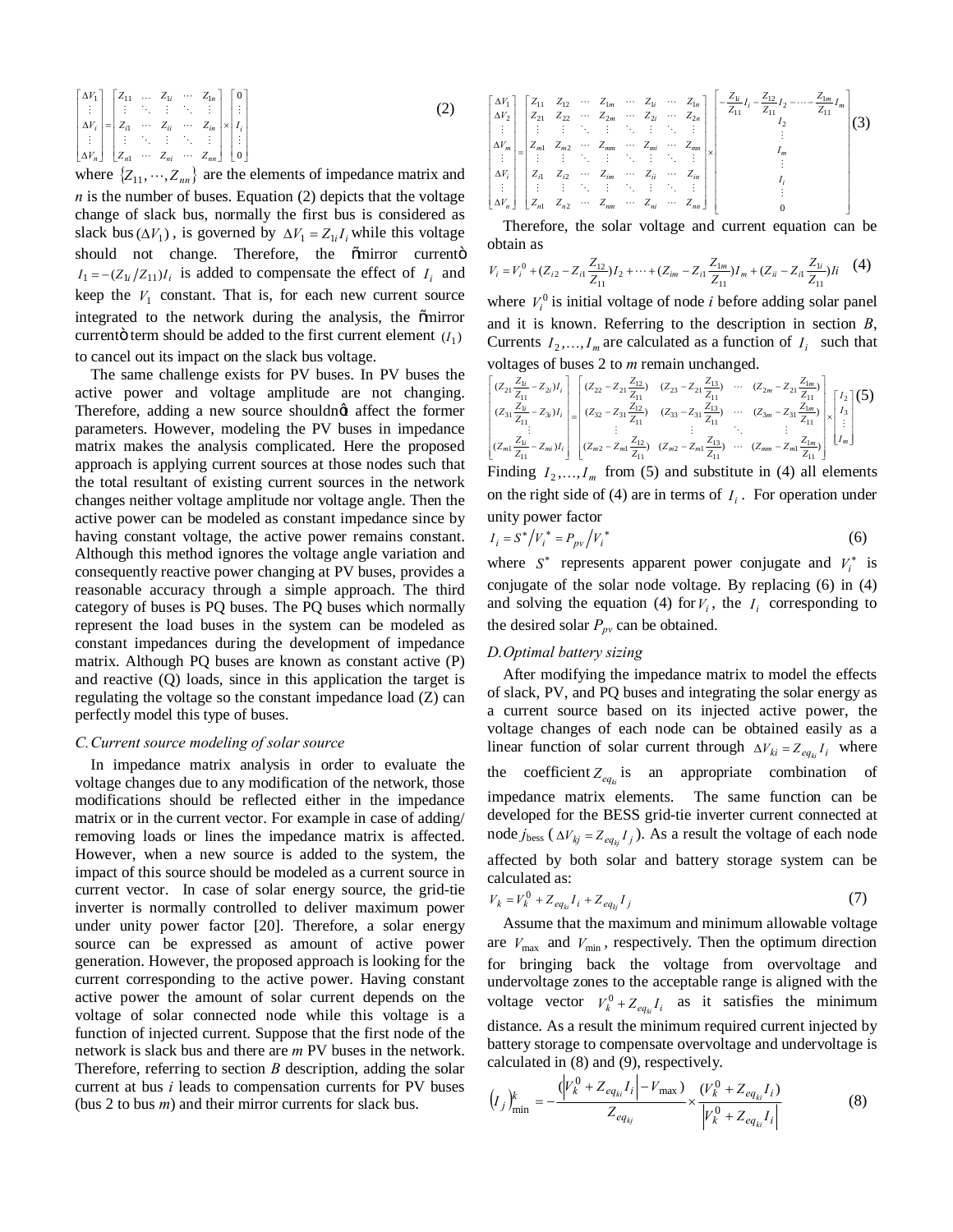$$\begin{bmatrix} \Delta V_1 \\ \vdots \\ \Delta V_i \\ \vdots \\ \Delta V_n \end{bmatrix} = \begin{bmatrix} Z_{11} & \dots & Z_{1i} & \cdots & Z_{1n} \\ \vdots & \ddots & \vdots & \ddots & \vdots \\ Z_{i1} & \cdots & Z_{ii} & \cdots & Z_{in} \\ \vdots & \ddots & \vdots & \ddots & \vdots \\ Z_{n1} & \cdots & Z_{ni} & \cdots & Z_{nn} \end{bmatrix} \times \begin{bmatrix} 0 \\ \vdots \\ I_i \\ \vdots \\ 0 \end{bmatrix} \tag{2}$$

where $\{Z_{11}, \cdots, Z_{nn}\}$ are the elements of impedance matrix and $n$ is the number of buses. Equation (2) depicts that the voltage change of slack bus, normally the first bus is considered as slack bus $(\Delta V_1)$, is governed by $\Delta V_1 = Z_{1i} I_i$ while this voltage should not change. Therefore, the "mirror current" $I_1 = -(Z_{1i}/Z_{11}) I_i$ is added to compensate the effect of $I_i$ and keep the $V_1$ constant. That is, for each new current source integrated to the network during the analysis, the "mirror current" term should be added to the first current element $(I_1)$ to cancel out its impact on the slack bus voltage.

The same challenge exists for PV buses. In PV buses the active power and voltage amplitude are not changing. Therefore, adding a new source shouldn't affect the former parameters. However, modeling the PV buses in impedance matrix makes the analysis complicated. Here the proposed approach is applying current sources at those nodes such that the total resultant of existing current sources in the network changes neither voltage amplitude nor voltage angle. Then the active power can be modeled as constant impedance since by having constant voltage, the active power remains constant. Although this method ignores the voltage angle variation and consequently reactive power changing at PV buses, provides a reasonable accuracy through a simple approach. The third category of buses is PQ buses. The PQ buses which normally represent the load buses in the system can be modeled as constant impedances during the development of impedance matrix. Although PQ buses are known as constant active (P) and reactive (Q) loads, since in this application the target is regulating the voltage so the constant impedance load (Z) can perfectly model this type of buses.

### *C. Current source modeling of solar source*

In impedance matrix analysis in order to evaluate the voltage changes due to any modification of the network, those modifications should be reflected either in the impedance matrix or in the current vector. For example in case of adding/ removing loads or lines the impedance matrix is affected. However, when a new source is added to the system, the impact of this source should be modeled as a current source in current vector. In case of solar energy source, the grid-tie inverter is normally controlled to deliver maximum power under unity power factor [20]. Therefore, a solar energy source can be expressed as amount of active power generation. However, the proposed approach is looking for the current corresponding to the active power. Having constant active power the amount of solar current depends on the voltage of solar connected node while this voltage is a function of injected current. Suppose that the first node of the network is slack bus and there are $m$ PV buses in the network. Therefore, referring to section *B* description, adding the solar current at bus $i$ leads to compensation currents for PV buses (bus 2 to bus $m$) and their mirror currents for slack bus.

$$\begin{bmatrix} \Delta V_1 \\ \Delta V_2 \\ \vdots \\ \Delta V_m \\ \vdots \\ \Delta V_i \\ \vdots \\ \Delta V_n \end{bmatrix} = \begin{bmatrix} Z_{11} & Z_{12} & \cdots & Z_{1m} & \cdots & Z_{1i} & \cdots & Z_{1n} \\ Z_{21} & Z_{22} & \cdots & Z_{2m} & \cdots & Z_{2i} & \cdots & Z_{2n} \\ \vdots & \vdots & \ddots & \vdots & \ddots & \vdots & \ddots & \vdots \\ Z_{m1} & Z_{m2} & \cdots & Z_{mm} & \cdots & Z_{mi} & \cdots & Z_{mn} \\ \vdots & \vdots & \ddots & \vdots & \ddots & \vdots & \ddots & \vdots \\ Z_{i1} & Z_{i2} & \cdots & Z_{im} & \cdots & Z_{ii} & \cdots & Z_{in} \\ \vdots & \vdots & \ddots & \vdots & \ddots & \vdots & \ddots & \vdots \\ Z_{n1} & Z_{n2} & \cdots & Z_{nm} & \cdots & Z_{ni} & \cdots & Z_{nn} \end{bmatrix} \times \begin{bmatrix} -\frac{Z_{1i}}{Z_{11}} I_i - \frac{Z_{12}}{Z_{11}} I_2 - \cdots - \frac{Z_{1m}}{Z_{11}} I_m \\ I_2 \\ \vdots \\ I_m \\ \vdots \\ I_i \\ \vdots \\ 0 \end{bmatrix} \tag{3}$$

Therefore, the solar voltage and current equation can be obtain as

$$V_i = V_i^0 + (Z_{i2} - Z_{i1}\frac{Z_{12}}{Z_{11}}) I_2 + \cdots + (Z_{im} - Z_{i1}\frac{Z_{1m}}{Z_{11}}) I_m + (Z_{ii} - Z_{i1}\frac{Z_{1i}}{Z_{11}}) Ii \tag{4}$$

where $V_i^0$ is initial voltage of node $i$ before adding solar panel and it is known. Referring to the description in section *B*, Currents $I_2, \ldots, I_m$ are calculated as a function of $I_i$ such that voltages of buses 2 to $m$ remain unchanged.

$$\begin{bmatrix} (Z_{21}\frac{Z_{1i}}{Z_{11}} - Z_{2i}) I_i \\ (Z_{31}\frac{Z_{1i}}{Z_{11}} - Z_{3i}) I_i \\ \vdots \\ (Z_{m1}\frac{Z_{1i}}{Z_{11}} - Z_{mi}) I_i \end{bmatrix} = \begin{bmatrix} (Z_{22} - Z_{21}\frac{Z_{12}}{Z_{11}}) & (Z_{23} - Z_{21}\frac{Z_{13}}{Z_{11}}) & \cdots & (Z_{2m} - Z_{21}\frac{Z_{1m}}{Z_{11}}) \\ (Z_{32} - Z_{31}\frac{Z_{12}}{Z_{11}}) & (Z_{33} - Z_{31}\frac{Z_{13}}{Z_{11}}) & \cdots & (Z_{3m} - Z_{31}\frac{Z_{1m}}{Z_{11}}) \\ \vdots & \vdots & \ddots & \vdots \\ (Z_{m2} - Z_{m1}\frac{Z_{12}}{Z_{11}}) & (Z_{m2} - Z_{m1}\frac{Z_{13}}{Z_{11}}) & \cdots & (Z_{mm} - Z_{m1}\frac{Z_{1m}}{Z_{11}}) \end{bmatrix} \times \begin{bmatrix} I_2 \\ I_3 \\ \vdots \\ I_m \end{bmatrix} \tag{5}$$

Finding $I_2, \ldots, I_m$ from (5) and substitute in (4) all elements on the right side of (4) are in terms of $I_i$. For operation under unity power factor

$$I_i = S^* / V_i^* = P_{pv} / V_i^* \tag{6}$$

where $S^*$ represents apparent power conjugate and $V_i^*$ is conjugate of the solar node voltage. By replacing (6) in (4) and solving the equation (4) for $V_i$, the $I_i$ corresponding to the desired solar $P_{pv}$ can be obtained.

### *D. Optimal battery sizing*

After modifying the impedance matrix to model the effects of slack, PV, and PQ buses and integrating the solar energy as a current source based on its injected active power, the voltage changes of each node can be obtained easily as a linear function of solar current through $\Delta V_{ki} = Z_{eq_{ki}} I_i$ where the coefficient $Z_{eq_{ki}}$ is an appropriate combination of impedance matrix elements. The same function can be developed for the BESS grid-tie inverter current connected at node $j_{\text{bess}}$ ($\Delta V_{kj} = Z_{eq_{kj}} I_j$). As a result the voltage of each node affected by both solar and battery storage system can be calculated as:

$$V_k = V_k^0 + Z_{eq_{ki}} I_i + Z_{eq_{kj}} I_j \tag{7}$$

Assume that the maximum and minimum allowable voltage are $V_{\max}$ and $V_{\min}$, respectively. Then the optimum direction for bringing back the voltage from overvoltage and undervoltage zones to the acceptable range is aligned with the voltage vector $V_k^0 + Z_{eq_{ki}} I_i$ as it satisfies the minimum distance. As a result the minimum required current injected by battery storage to compensate overvoltage and undervoltage is calculated in (8) and (9), respectively.

$$\left(I_j\right)_{\min}^k = -\frac{\left(\left|V_k^0 + Z_{eq_{ki}} I_i\right| - V_{\max}\right)}{Z_{eq_{kj}}} \times \frac{(V_k^0 + Z_{eq_{ki}} I_i)}{\left|V_k^0 + Z_{eq_{ki}} I_i\right|} \tag{8}$$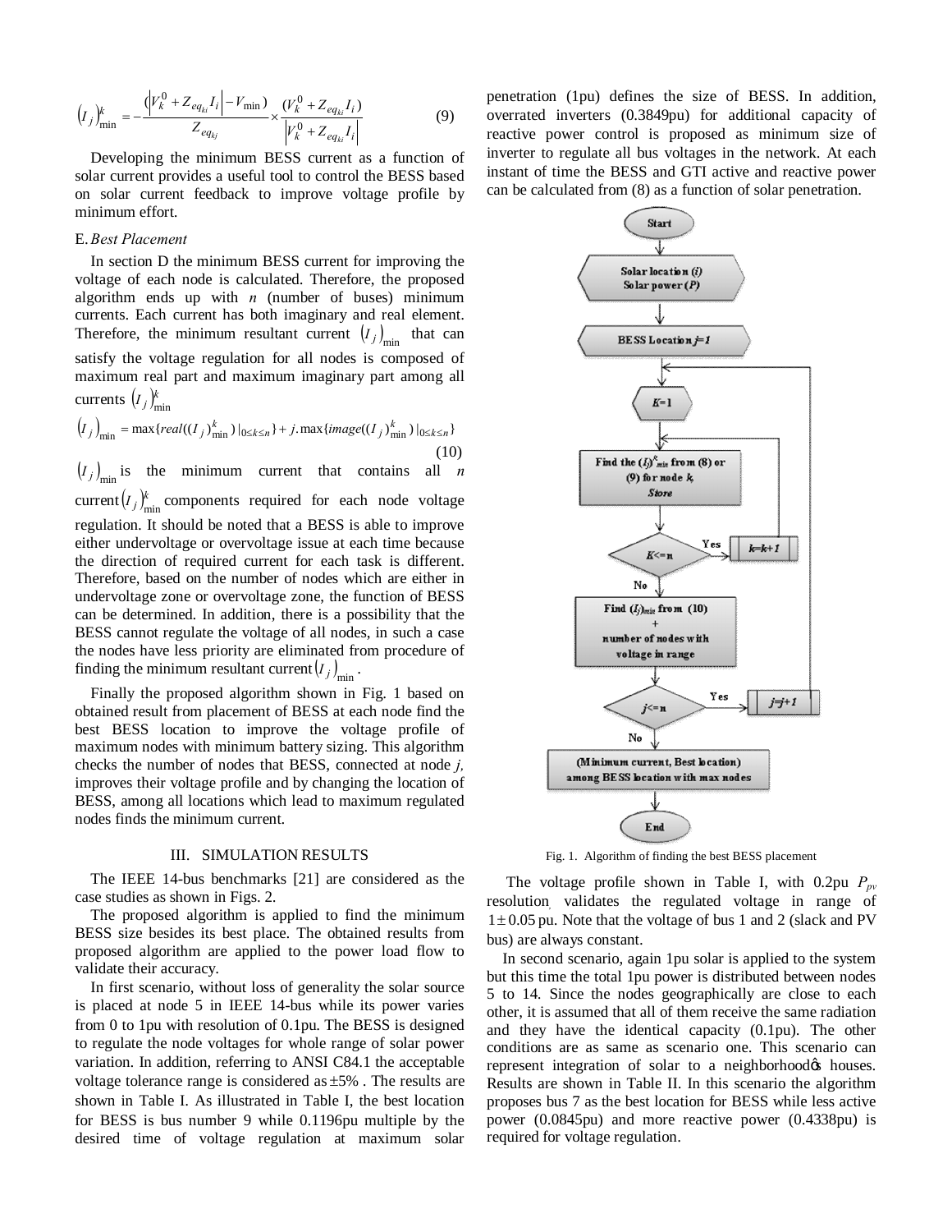$$\left(I_j\right)_{\min}^{k} = -\frac{\left(\left|V_k^0 + Z_{eq_{ki}} I_i\right| - V_{\min}\right)}{Z_{eq_{kj}}} \times \frac{\left(V_k^0 + Z_{eq_{ki}} I_i\right)}{\left|V_k^0 + Z_{eq_{ki}} I_i\right|} \tag{9}$$

Developing the minimum BESS current as a function of solar current provides a useful tool to control the BESS based on solar current feedback to improve voltage profile by minimum effort.

### E. *Best Placement*

In section D the minimum BESS current for improving the voltage of each node is calculated. Therefore, the proposed algorithm ends up with *n* (number of buses) minimum currents. Each current has both imaginary and real element. Therefore, the minimum resultant current $\left(I_j\right)_{\min}$ that can satisfy the voltage regulation for all nodes is composed of maximum real part and maximum imaginary part among all currents $\left(I_j\right)_{\min}^{k}$

$$\left(I_j\right)_{\min} = \max\{real(\left(I_j\right)_{\min}^{k})\,|_{0\le k\le n}\} + j.\max\{image(\left(I_j\right)_{\min}^{k})\,|_{0\le k\le n}\} \tag{10}$$

$\left(I_j\right)_{\min}$ is the minimum current that contains all *n* current $\left(I_j\right)_{\min}^{k}$ components required for each node voltage regulation. It should be noted that a BESS is able to improve either undervoltage or overvoltage issue at each time because the direction of required current for each task is different. Therefore, based on the number of nodes which are either in undervoltage zone or overvoltage zone, the function of BESS can be determined. In addition, there is a possibility that the BESS cannot regulate the voltage of all nodes, in such a case the nodes have less priority are eliminated from procedure of finding the minimum resultant current $\left(I_j\right)_{\min}$.

Finally the proposed algorithm shown in Fig. 1 based on obtained result from placement of BESS at each node find the best BESS location to improve the voltage profile of maximum nodes with minimum battery sizing. This algorithm checks the number of nodes that BESS, connected at node *j,* improves their voltage profile and by changing the location of BESS, among all locations which lead to maximum regulated nodes finds the minimum current.

## III. Simulation Results

The IEEE 14-bus benchmarks [21] are considered as the case studies as shown in Figs. 2.

The proposed algorithm is applied to find the minimum BESS size besides its best place. The obtained results from proposed algorithm are applied to the power load flow to validate their accuracy.

In first scenario, without loss of generality the solar source is placed at node 5 in IEEE 14-bus while its power varies from 0 to 1pu with resolution of 0.1pu. The BESS is designed to regulate the node voltages for whole range of solar power variation. In addition, referring to ANSI C84.1 the acceptable voltage tolerance range is considered as $\pm 5\%$. The results are shown in Table I. As illustrated in Table I, the best location for BESS is bus number 9 while 0.1196pu multiple by the desired time of voltage regulation at maximum solar penetration (1pu) defines the size of BESS. In addition, overrated inverters (0.3849pu) for additional capacity of reactive power control is proposed as minimum size of inverter to regulate all bus voltages in the network. At each instant of time the BESS and GTI active and reactive power can be calculated from (8) as a function of solar penetration.

```
Start
  ↓
Solar location (i)
Solar power (P)
  ↓
BESS Location j=1
  ↓
K=1
  ↓
Find the (Ij)^k_min from (8) or (9) for node k,
Store
  ↓
K<=n --Yes--> k=k+1 (back to Find)
  ↓ No
Find (Ij)min from (10)
+
number of nodes with voltage in range
  ↓
j<=n --Yes--> j=j+1 (back to K=1)
  ↓ No
(Minimum current, Best location)
among BESS location with max nodes
  ↓
End
```

Fig. 1. Algorithm of finding the best BESS placement

The voltage profile shown in Table I, with 0.2pu $P_{pv}$ resolution, validates the regulated voltage in range of $1 \pm 0.05$ pu. Note that the voltage of bus 1 and 2 (slack and PV bus) are always constant.

In second scenario, again 1pu solar is applied to the system but this time the total 1pu power is distributed between nodes 5 to 14. Since the nodes geographically are close to each other, it is assumed that all of them receive the same radiation and they have the identical capacity (0.1pu). The other conditions are as same as scenario one. This scenario can represent integration of solar to a neighborhood's houses. Results are shown in Table II. In this scenario the algorithm proposes bus 7 as the best location for BESS while less active power (0.0845pu) and more reactive power (0.4338pu) is required for voltage regulation.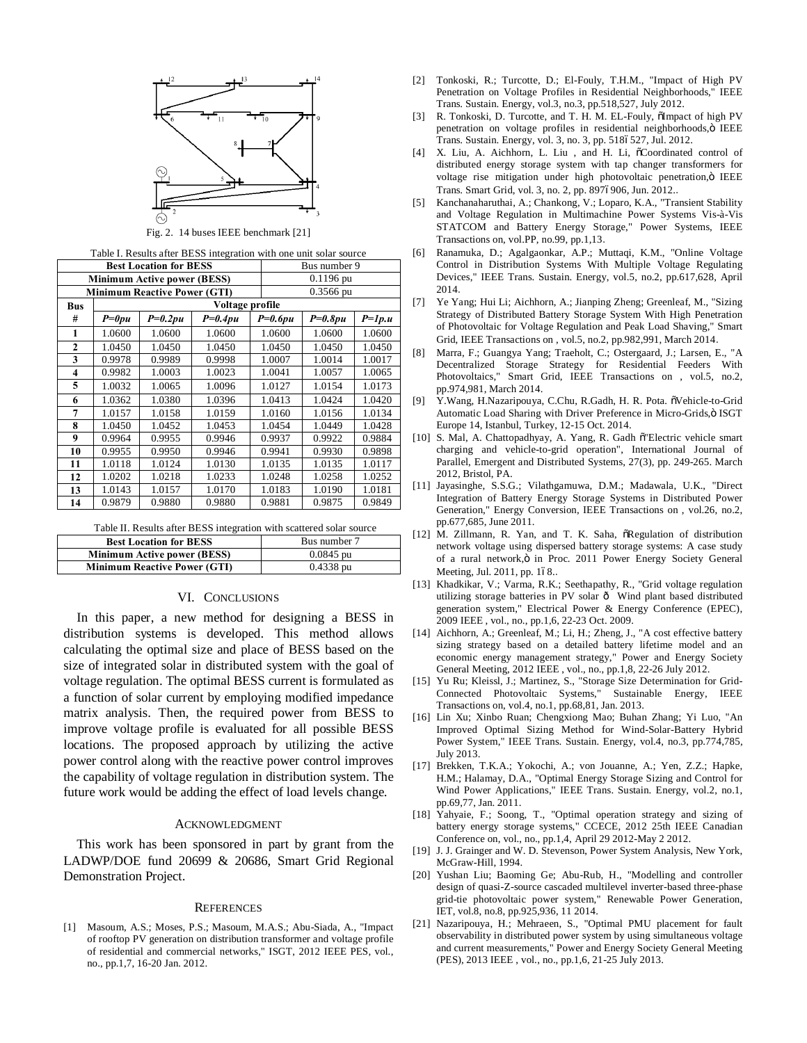12

13

14

6

11

10

9

8

7

1

5

4

2

3

Fig. 2. 14 buses IEEE benchmark [21]

Table I. Results after BESS integration with one unit solar source

| Best Location for BESS | | | | Bus number 9 | | |
|---|---|---|---|---|---|---|
| Minimum Active power (BESS) | | | | 0.1196 pu | | |
| Minimum Reactive Power (GTI) | | | | 0.3566 pu | | |
| Bus # | Voltage profile | | | | | |
| | *P=0pu* | *P=0.2pu* | *P=0.4pu* | *P=0.6pu* | *P=0.8pu* | *P=1p.u* |
| 1 | 1.0600 | 1.0600 | 1.0600 | 1.0600 | 1.0600 | 1.0600 |
| 2 | 1.0450 | 1.0450 | 1.0450 | 1.0450 | 1.0450 | 1.0450 |
| 3 | 0.9978 | 0.9989 | 0.9998 | 1.0007 | 1.0014 | 1.0017 |
| 4 | 0.9982 | 1.0003 | 1.0023 | 1.0041 | 1.0057 | 1.0065 |
| 5 | 1.0032 | 1.0065 | 1.0096 | 1.0127 | 1.0154 | 1.0173 |
| 6 | 1.0362 | 1.0380 | 1.0396 | 1.0413 | 1.0424 | 1.0420 |
| 7 | 1.0157 | 1.0158 | 1.0159 | 1.0160 | 1.0156 | 1.0134 |
| 8 | 1.0450 | 1.0452 | 1.0453 | 1.0454 | 1.0449 | 1.0428 |
| 9 | 0.9964 | 0.9955 | 0.9946 | 0.9937 | 0.9922 | 0.9884 |
| 10 | 0.9955 | 0.9950 | 0.9946 | 0.9941 | 0.9930 | 0.9898 |
| 11 | 1.0118 | 1.0124 | 1.0130 | 1.0135 | 1.0135 | 1.0117 |
| 12 | 1.0202 | 1.0218 | 1.0233 | 1.0248 | 1.0258 | 1.0252 |
| 13 | 1.0143 | 1.0157 | 1.0170 | 1.0183 | 1.0190 | 1.0181 |
| 14 | 0.9879 | 0.9880 | 0.9880 | 0.9881 | 0.9875 | 0.9849 |

Table II. Results after BESS integration with scattered solar source

| Best Location for BESS | Bus number 7 |
|---|---|
| Minimum Active power (BESS) | 0.0845 pu |
| Minimum Reactive Power (GTI) | 0.4338 pu |

## VI. Conclusions

In this paper, a new method for designing a BESS in distribution systems is developed. This method allows calculating the optimal size and place of BESS based on the size of integrated solar in distributed system with the goal of voltage regulation. The optimal BESS current is formulated as a function of solar current by employing modified impedance matrix analysis. Then, the required power from BESS to improve voltage profile is evaluated for all possible BESS locations. The proposed approach by utilizing the active power control along with the reactive power control improves the capability of voltage regulation in distribution system. The future work would be adding the effect of load levels change.

## Acknowledgment

This work has been sponsored in part by grant from the LADWP/DOE fund 20699 & 20686, Smart Grid Regional Demonstration Project.

## References

[1] Masoum, A.S.; Moses, P.S.; Masoum, M.A.S.; Abu-Siada, A., "Impact of rooftop PV generation on distribution transformer and voltage profile of residential and commercial networks," ISGT, 2012 IEEE PES, vol., no., pp.1,7, 16-20 Jan. 2012.

[2] Tonkoski, R.; Turcotte, D.; El-Fouly, T.H.M., "Impact of High PV Penetration on Voltage Profiles in Residential Neighborhoods," IEEE Trans. Sustain. Energy, vol.3, no.3, pp.518,527, July 2012.

[3] R. Tonkoski, D. Turcotte, and T. H. M. EL-Fouly, "Impact of high PV penetration on voltage profiles in residential neighborhoods," IEEE Trans. Sustain. Energy, vol. 3, no. 3, pp. 518–527, Jul. 2012.

[4] X. Liu, A. Aichhorn, L. Liu , and H. Li, "Coordinated control of distributed energy storage system with tap changer transformers for voltage rise mitigation under high photovoltaic penetration," IEEE Trans. Smart Grid, vol. 3, no. 2, pp. 897–906, Jun. 2012..

[5] Kanchanaharuthai, A.; Chankong, V.; Loparo, K.A., "Transient Stability and Voltage Regulation in Multimachine Power Systems Vis-à-Vis STATCOM and Battery Energy Storage," Power Systems, IEEE Transactions on, vol.PP, no.99, pp.1,13.

[6] Ranamuka, D.; Agalgaonkar, A.P.; Muttaqi, K.M., "Online Voltage Control in Distribution Systems With Multiple Voltage Regulating Devices," IEEE Trans. Sustain. Energy, vol.5, no.2, pp.617,628, April 2014.

[7] Ye Yang; Hui Li; Aichhorn, A.; Jianping Zheng; Greenleaf, M., "Sizing Strategy of Distributed Battery Storage System With High Penetration of Photovoltaic for Voltage Regulation and Peak Load Shaving," Smart Grid, IEEE Transactions on , vol.5, no.2, pp.982,991, March 2014.

[8] Marra, F.; Guangya Yang; Traeholt, C.; Ostergaard, J.; Larsen, E., "A Decentralized Storage Strategy for Residential Feeders With Photovoltaics," Smart Grid, IEEE Transactions on , vol.5, no.2, pp.974,981, March 2014.

[9] Y.Wang, H.Nazaripouya, C.Chu, R.Gadh, H. R. Pota. "Vehicle-to-Grid Automatic Load Sharing with Driver Preference in Micro-Grids," ISGT Europe 14, Istanbul, Turkey, 12-15 Oct. 2014.

[10] S. Mal, A. Chattopadhyay, A. Yang, R. Gadh "Electric vehicle smart charging and vehicle-to-grid operation", International Journal of Parallel, Emergent and Distributed Systems, 27(3), pp. 249-265. March 2012, Bristol, PA.

[11] Jayasinghe, S.S.G.; Vilathgamuwa, D.M.; Madawala, U.K., "Direct Integration of Battery Energy Storage Systems in Distributed Power Generation," Energy Conversion, IEEE Transactions on , vol.26, no.2, pp.677,685, June 2011.

[12] M. Zillmann, R. Yan, and T. K. Saha, "Regulation of distribution network voltage using dispersed battery storage systems: A case study of a rural network," in Proc. 2011 Power Energy Society General Meeting, Jul. 2011, pp. 1–8..

[13] Khadkikar, V.; Varma, R.K.; Seethapathy, R., "Grid voltage regulation utilizing storage batteries in PV solar — Wind plant based distributed generation system," Electrical Power & Energy Conference (EPEC), 2009 IEEE , vol., no., pp.1,6, 22-23 Oct. 2009.

[14] Aichhorn, A.; Greenleaf, M.; Li, H.; Zheng, J., "A cost effective battery sizing strategy based on a detailed battery lifetime model and an economic energy management strategy," Power and Energy Society General Meeting, 2012 IEEE , vol., no., pp.1,8, 22-26 July 2012.

[15] Yu Ru; Kleissl, J.; Martinez, S., "Storage Size Determination for Grid-Connected Photovoltaic Systems," Sustainable Energy, IEEE Transactions on, vol.4, no.1, pp.68,81, Jan. 2013.

[16] Lin Xu; Xinbo Ruan; Chengxiong Mao; Buhan Zhang; Yi Luo, "An Improved Optimal Sizing Method for Wind-Solar-Battery Hybrid Power System," IEEE Trans. Sustain. Energy, vol.4, no.3, pp.774,785, July 2013.

[17] Brekken, T.K.A.; Yokochi, A.; von Jouanne, A.; Yen, Z.Z.; Hapke, H.M.; Halamay, D.A., "Optimal Energy Storage Sizing and Control for Wind Power Applications," IEEE Trans. Sustain. Energy, vol.2, no.1, pp.69,77, Jan. 2011.

[18] Yahyaie, F.; Soong, T., "Optimal operation strategy and sizing of battery energy storage systems," CCECE, 2012 25th IEEE Canadian Conference on, vol., no., pp.1,4, April 29 2012-May 2 2012.

[19] J. J. Grainger and W. D. Stevenson, Power System Analysis, New York, McGraw-Hill, 1994.

[20] Yushan Liu; Baoming Ge; Abu-Rub, H., "Modelling and controller design of quasi-Z-source cascaded multilevel inverter-based three-phase grid-tie photovoltaic power system," Renewable Power Generation, IET, vol.8, no.8, pp.925,936, 11 2014.

[21] Nazaripouya, H.; Mehraeen, S., "Optimal PMU placement for fault observability in distributed power system by using simultaneous voltage and current measurements," Power and Energy Society General Meeting (PES), 2013 IEEE , vol., no., pp.1,6, 21-25 July 2013.